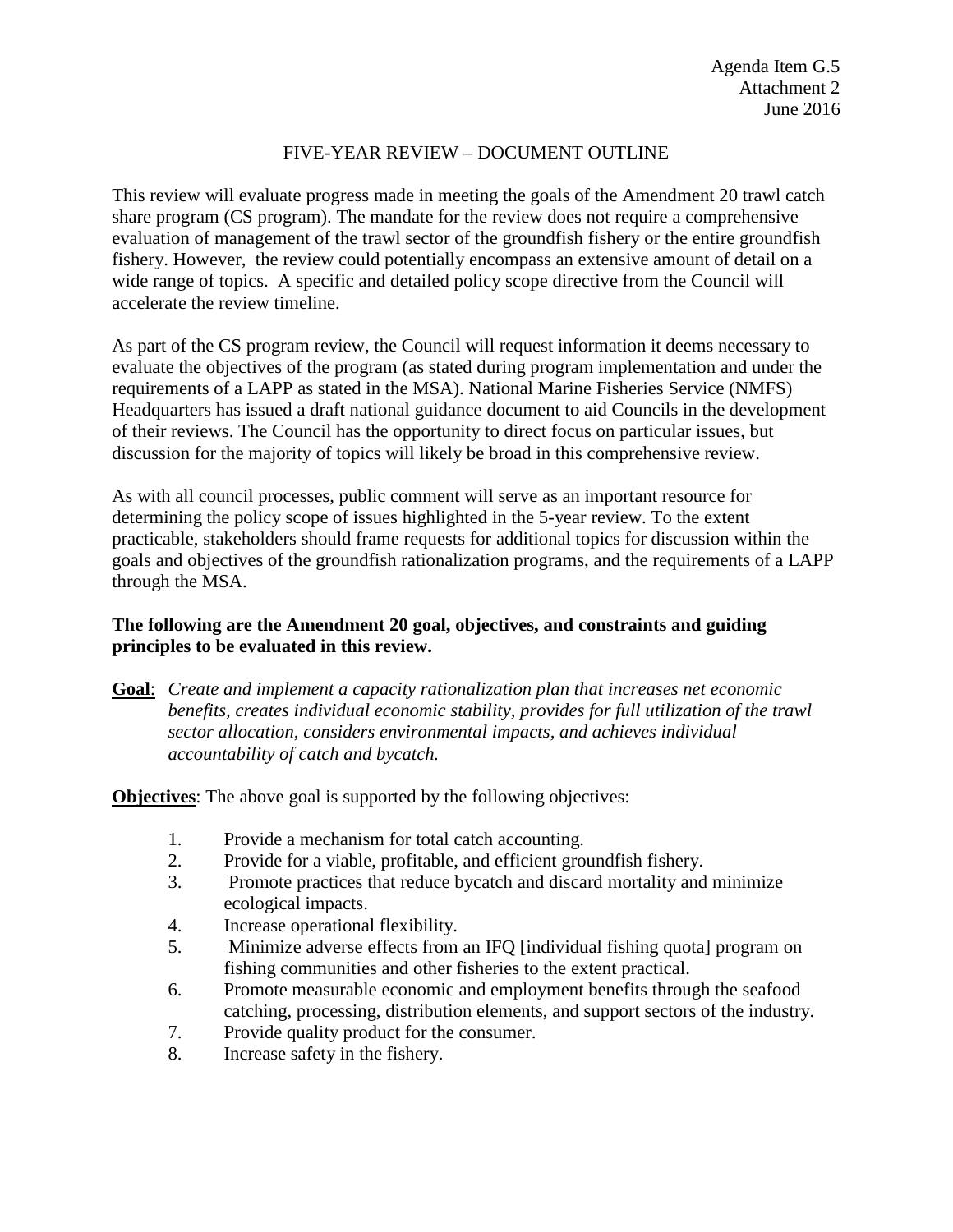Agenda Item G.5
Attachment 2
June 2016

# FIVE-YEAR REVIEW – DOCUMENT OUTLINE

This review will evaluate progress made in meeting the goals of the Amendment 20 trawl catch share program (CS program). The mandate for the review does not require a comprehensive evaluation of management of the trawl sector of the groundfish fishery or the entire groundfish fishery. However, the review could potentially encompass an extensive amount of detail on a wide range of topics. A specific and detailed policy scope directive from the Council will accelerate the review timeline.

As part of the CS program review, the Council will request information it deems necessary to evaluate the objectives of the program (as stated during program implementation and under the requirements of a LAPP as stated in the MSA). National Marine Fisheries Service (NMFS) Headquarters has issued a draft national guidance document to aid Councils in the development of their reviews. The Council has the opportunity to direct focus on particular issues, but discussion for the majority of topics will likely be broad in this comprehensive review.

As with all council processes, public comment will serve as an important resource for determining the policy scope of issues highlighted in the 5-year review. To the extent practicable, stakeholders should frame requests for additional topics for discussion within the goals and objectives of the groundfish rationalization programs, and the requirements of a LAPP through the MSA.

**The following are the Amendment 20 goal, objectives, and constraints and guiding principles to be evaluated in this review.**

**Goal**: *Create and implement a capacity rationalization plan that increases net economic benefits, creates individual economic stability, provides for full utilization of the trawl sector allocation, considers environmental impacts, and achieves individual accountability of catch and bycatch.*

**Objectives**: The above goal is supported by the following objectives:

1. Provide a mechanism for total catch accounting.
2. Provide for a viable, profitable, and efficient groundfish fishery.
3. Promote practices that reduce bycatch and discard mortality and minimize ecological impacts.
4. Increase operational flexibility.
5. Minimize adverse effects from an IFQ [individual fishing quota] program on fishing communities and other fisheries to the extent practical.
6. Promote measurable economic and employment benefits through the seafood catching, processing, distribution elements, and support sectors of the industry.
7. Provide quality product for the consumer.
8. Increase safety in the fishery.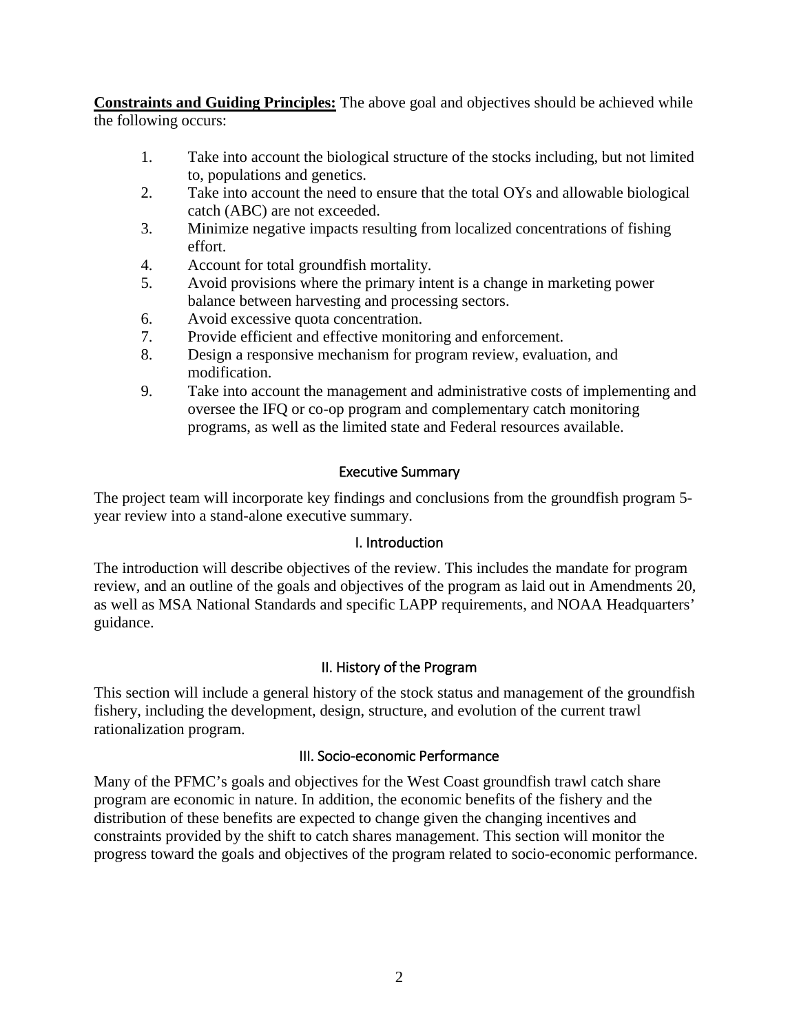**Constraints and Guiding Principles:** The above goal and objectives should be achieved while the following occurs:

1. Take into account the biological structure of the stocks including, but not limited to, populations and genetics.
2. Take into account the need to ensure that the total OYs and allowable biological catch (ABC) are not exceeded.
3. Minimize negative impacts resulting from localized concentrations of fishing effort.
4. Account for total groundfish mortality.
5. Avoid provisions where the primary intent is a change in marketing power balance between harvesting and processing sectors.
6. Avoid excessive quota concentration.
7. Provide efficient and effective monitoring and enforcement.
8. Design a responsive mechanism for program review, evaluation, and modification.
9. Take into account the management and administrative costs of implementing and oversee the IFQ or co-op program and complementary catch monitoring programs, as well as the limited state and Federal resources available.

## Executive Summary

The project team will incorporate key findings and conclusions from the groundfish program 5-year review into a stand-alone executive summary.

## I. Introduction

The introduction will describe objectives of the review. This includes the mandate for program review, and an outline of the goals and objectives of the program as laid out in Amendments 20, as well as MSA National Standards and specific LAPP requirements, and NOAA Headquarters' guidance.

## II. History of the Program

This section will include a general history of the stock status and management of the groundfish fishery, including the development, design, structure, and evolution of the current trawl rationalization program.

## III. Socio-economic Performance

Many of the PFMC's goals and objectives for the West Coast groundfish trawl catch share program are economic in nature. In addition, the economic benefits of the fishery and the distribution of these benefits are expected to change given the changing incentives and constraints provided by the shift to catch shares management. This section will monitor the progress toward the goals and objectives of the program related to socio-economic performance.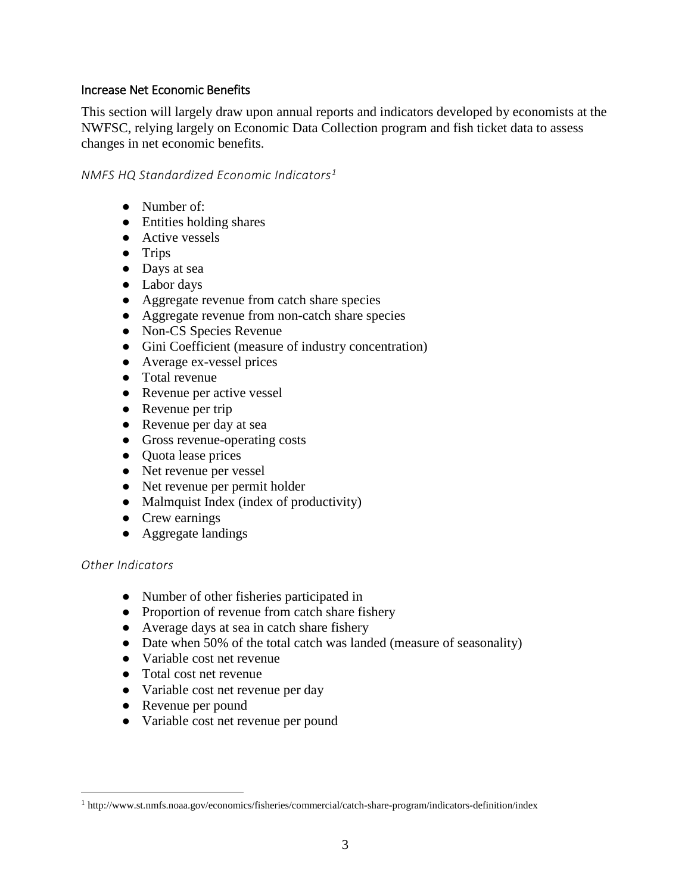## Increase Net Economic Benefits

This section will largely draw upon annual reports and indicators developed by economists at the NWFSC, relying largely on Economic Data Collection program and fish ticket data to assess changes in net economic benefits.

### *NMFS HQ Standardized Economic Indicators*[1]

- Number of:
- Entities holding shares
- Active vessels
- Trips
- Days at sea
- Labor days
- Aggregate revenue from catch share species
- Aggregate revenue from non-catch share species
- Non-CS Species Revenue
- Gini Coefficient (measure of industry concentration)
- Average ex-vessel prices
- Total revenue
- Revenue per active vessel
- Revenue per trip
- Revenue per day at sea
- Gross revenue-operating costs
- Quota lease prices
- Net revenue per vessel
- Net revenue per permit holder
- Malmquist Index (index of productivity)
- Crew earnings
- Aggregate landings

### *Other Indicators*

- Number of other fisheries participated in
- Proportion of revenue from catch share fishery
- Average days at sea in catch share fishery
- Date when 50% of the total catch was landed (measure of seasonality)
- Variable cost net revenue
- Total cost net revenue
- Variable cost net revenue per day
- Revenue per pound
- Variable cost net revenue per pound

[1] http://www.st.nmfs.noaa.gov/economics/fisheries/commercial/catch-share-program/indicators-definition/index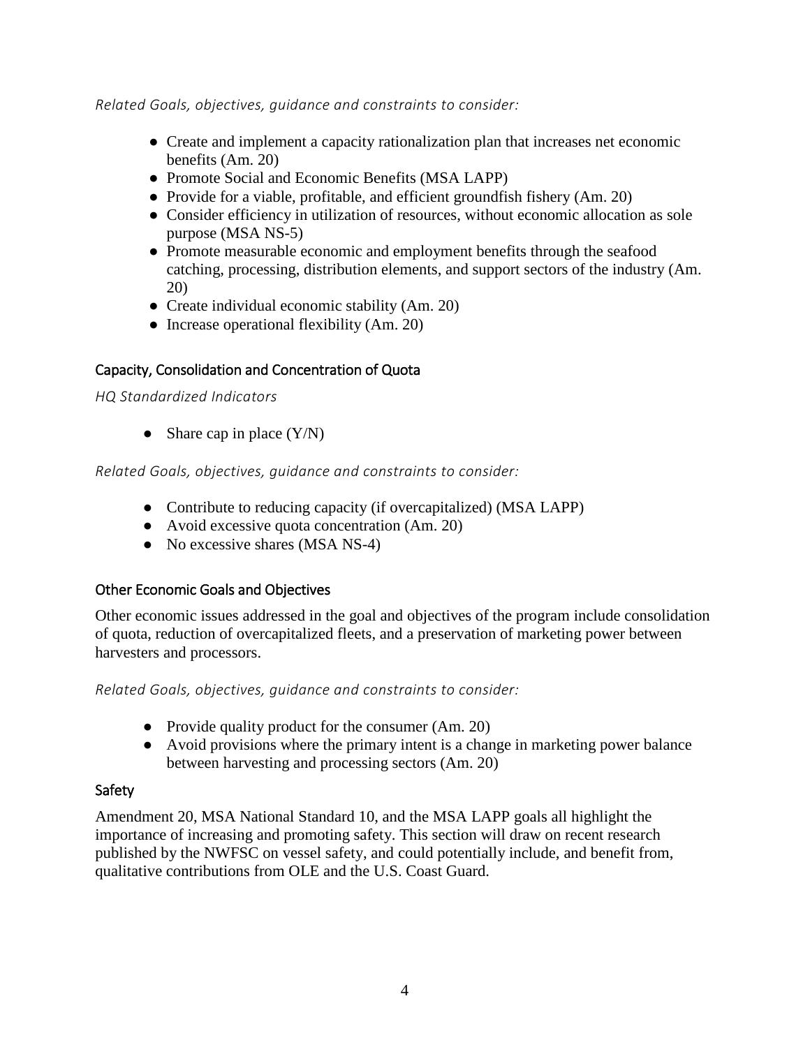*Related Goals, objectives, guidance and constraints to consider:*

- Create and implement a capacity rationalization plan that increases net economic benefits (Am. 20)
- Promote Social and Economic Benefits (MSA LAPP)
- Provide for a viable, profitable, and efficient groundfish fishery (Am. 20)
- Consider efficiency in utilization of resources, without economic allocation as sole purpose (MSA NS-5)
- Promote measurable economic and employment benefits through the seafood catching, processing, distribution elements, and support sectors of the industry (Am. 20)
- Create individual economic stability (Am. 20)
- Increase operational flexibility (Am. 20)

### Capacity, Consolidation and Concentration of Quota

*HQ Standardized Indicators*

- Share cap in place (Y/N)

*Related Goals, objectives, guidance and constraints to consider:*

- Contribute to reducing capacity (if overcapitalized) (MSA LAPP)
- Avoid excessive quota concentration (Am. 20)
- No excessive shares (MSA NS-4)

### Other Economic Goals and Objectives

Other economic issues addressed in the goal and objectives of the program include consolidation of quota, reduction of overcapitalized fleets, and a preservation of marketing power between harvesters and processors.

*Related Goals, objectives, guidance and constraints to consider:*

- Provide quality product for the consumer (Am. 20)
- Avoid provisions where the primary intent is a change in marketing power balance between harvesting and processing sectors (Am. 20)

### Safety

Amendment 20, MSA National Standard 10, and the MSA LAPP goals all highlight the importance of increasing and promoting safety. This section will draw on recent research published by the NWFSC on vessel safety, and could potentially include, and benefit from, qualitative contributions from OLE and the U.S. Coast Guard.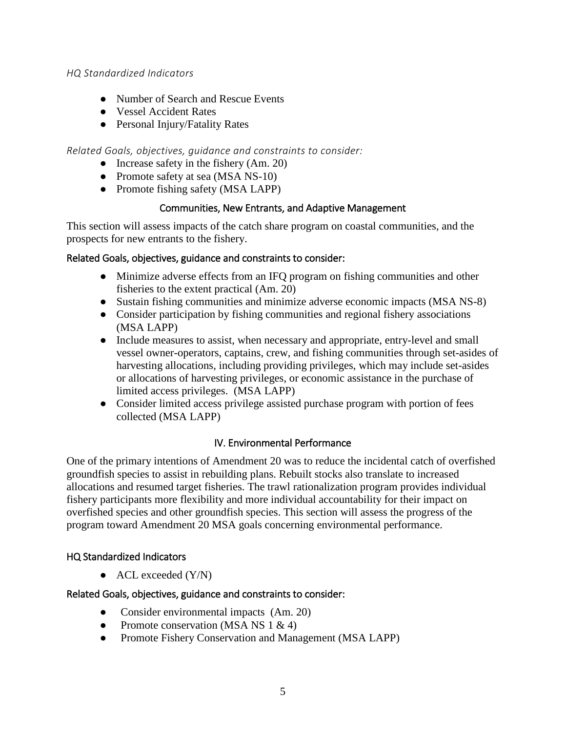*HQ Standardized Indicators*

- Number of Search and Rescue Events
- Vessel Accident Rates
- Personal Injury/Fatality Rates

*Related Goals, objectives, guidance and constraints to consider:*

- Increase safety in the fishery (Am. 20)
- Promote safety at sea (MSA NS-10)
- Promote fishing safety (MSA LAPP)

### Communities, New Entrants, and Adaptive Management

This section will assess impacts of the catch share program on coastal communities, and the prospects for new entrants to the fishery.

#### Related Goals, objectives, guidance and constraints to consider:

- Minimize adverse effects from an IFQ program on fishing communities and other fisheries to the extent practical (Am. 20)
- Sustain fishing communities and minimize adverse economic impacts (MSA NS-8)
- Consider participation by fishing communities and regional fishery associations (MSA LAPP)
- Include measures to assist, when necessary and appropriate, entry-level and small vessel owner-operators, captains, crew, and fishing communities through set-asides of harvesting allocations, including providing privileges, which may include set-asides or allocations of harvesting privileges, or economic assistance in the purchase of limited access privileges. (MSA LAPP)
- Consider limited access privilege assisted purchase program with portion of fees collected (MSA LAPP)

## IV. Environmental Performance

One of the primary intentions of Amendment 20 was to reduce the incidental catch of overfished groundfish species to assist in rebuilding plans. Rebuilt stocks also translate to increased allocations and resumed target fisheries. The trawl rationalization program provides individual fishery participants more flexibility and more individual accountability for their impact on overfished species and other groundfish species. This section will assess the progress of the program toward Amendment 20 MSA goals concerning environmental performance.

#### HQ Standardized Indicators

- ACL exceeded (Y/N)

#### Related Goals, objectives, guidance and constraints to consider:

- Consider environmental impacts (Am. 20)
- Promote conservation (MSA NS 1 & 4)
- Promote Fishery Conservation and Management (MSA LAPP)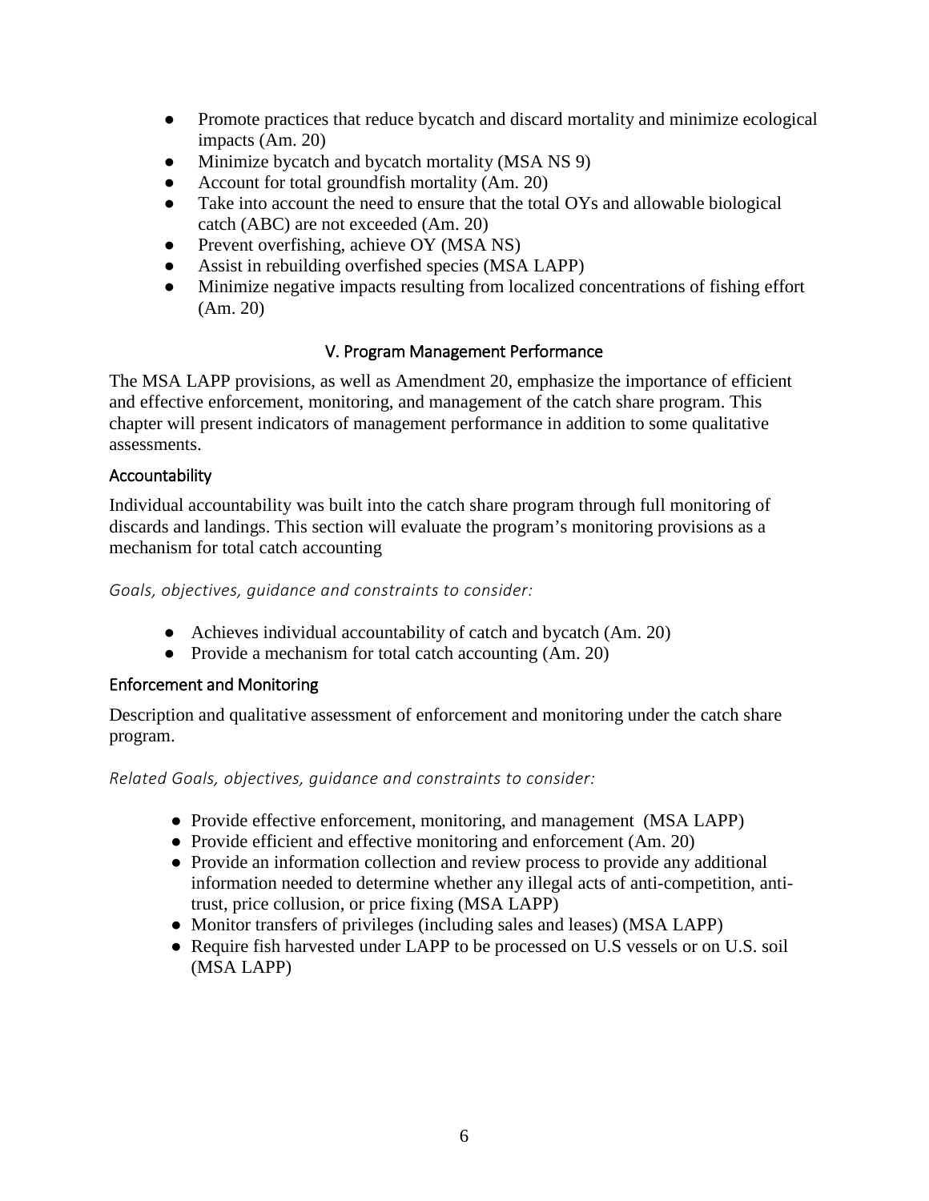- Promote practices that reduce bycatch and discard mortality and minimize ecological impacts (Am. 20)
- Minimize bycatch and bycatch mortality (MSA NS 9)
- Account for total groundfish mortality (Am. 20)
- Take into account the need to ensure that the total OYs and allowable biological catch (ABC) are not exceeded (Am. 20)
- Prevent overfishing, achieve OY (MSA NS)
- Assist in rebuilding overfished species (MSA LAPP)
- Minimize negative impacts resulting from localized concentrations of fishing effort (Am. 20)

## V. Program Management Performance

The MSA LAPP provisions, as well as Amendment 20, emphasize the importance of efficient and effective enforcement, monitoring, and management of the catch share program. This chapter will present indicators of management performance in addition to some qualitative assessments.

### Accountability

Individual accountability was built into the catch share program through full monitoring of discards and landings. This section will evaluate the program's monitoring provisions as a mechanism for total catch accounting

*Goals, objectives, guidance and constraints to consider:*

- Achieves individual accountability of catch and bycatch (Am. 20)
- Provide a mechanism for total catch accounting (Am. 20)

### Enforcement and Monitoring

Description and qualitative assessment of enforcement and monitoring under the catch share program.

*Related Goals, objectives, guidance and constraints to consider:*

- Provide effective enforcement, monitoring, and management (MSA LAPP)
- Provide efficient and effective monitoring and enforcement (Am. 20)
- Provide an information collection and review process to provide any additional information needed to determine whether any illegal acts of anti-competition, anti-trust, price collusion, or price fixing (MSA LAPP)
- Monitor transfers of privileges (including sales and leases) (MSA LAPP)
- Require fish harvested under LAPP to be processed on U.S vessels or on U.S. soil (MSA LAPP)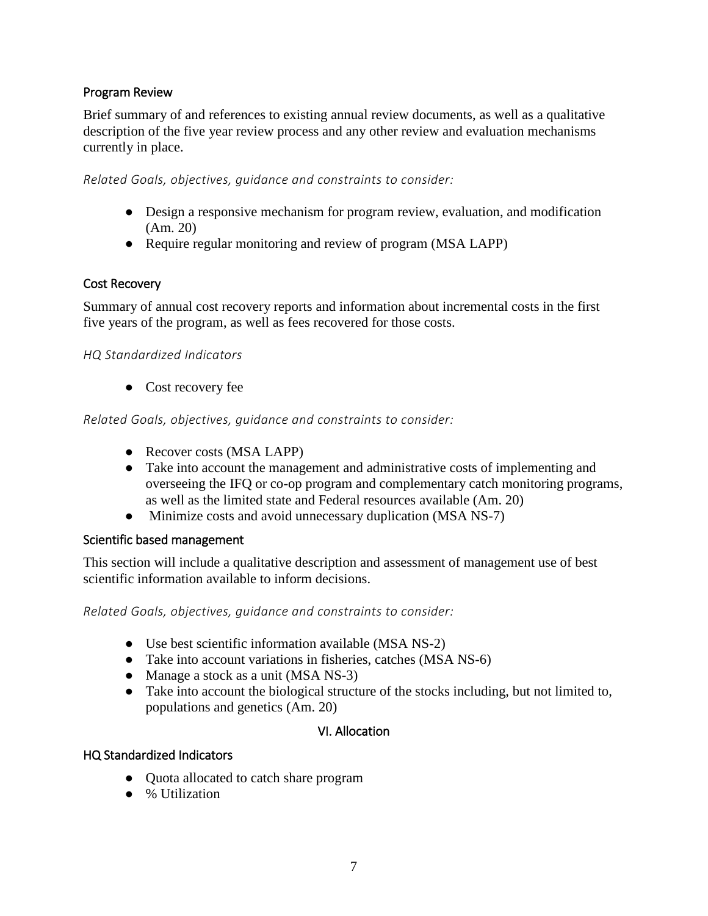### Program Review

Brief summary of and references to existing annual review documents, as well as a qualitative description of the five year review process and any other review and evaluation mechanisms currently in place.

*Related Goals, objectives, guidance and constraints to consider:*

- Design a responsive mechanism for program review, evaluation, and modification (Am. 20)
- Require regular monitoring and review of program (MSA LAPP)

### Cost Recovery

Summary of annual cost recovery reports and information about incremental costs in the first five years of the program, as well as fees recovered for those costs.

*HQ Standardized Indicators*

- Cost recovery fee

*Related Goals, objectives, guidance and constraints to consider:*

- Recover costs (MSA LAPP)
- Take into account the management and administrative costs of implementing and overseeing the IFQ or co-op program and complementary catch monitoring programs, as well as the limited state and Federal resources available (Am. 20)
- Minimize costs and avoid unnecessary duplication (MSA NS-7)

### Scientific based management

This section will include a qualitative description and assessment of management use of best scientific information available to inform decisions.

*Related Goals, objectives, guidance and constraints to consider:*

- Use best scientific information available (MSA NS-2)
- Take into account variations in fisheries, catches (MSA NS-6)
- Manage a stock as a unit (MSA NS-3)
- Take into account the biological structure of the stocks including, but not limited to, populations and genetics (Am. 20)

## VI. Allocation

### HQ Standardized Indicators

- Quota allocated to catch share program
- % Utilization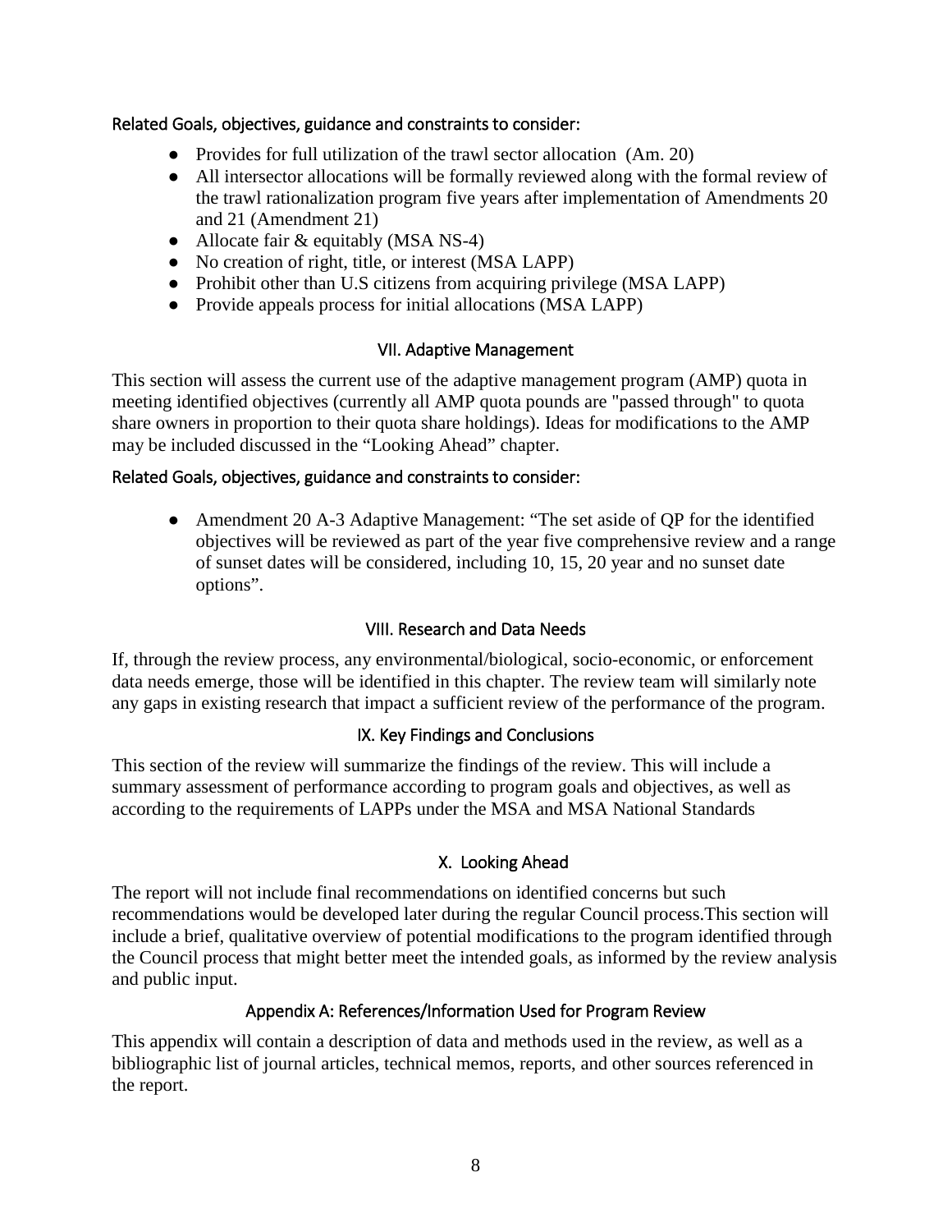Related Goals, objectives, guidance and constraints to consider:

- Provides for full utilization of the trawl sector allocation (Am. 20)
- All intersector allocations will be formally reviewed along with the formal review of the trawl rationalization program five years after implementation of Amendments 20 and 21 (Amendment 21)
- Allocate fair & equitably (MSA NS-4)
- No creation of right, title, or interest (MSA LAPP)
- Prohibit other than U.S citizens from acquiring privilege (MSA LAPP)
- Provide appeals process for initial allocations (MSA LAPP)

## VII. Adaptive Management

This section will assess the current use of the adaptive management program (AMP) quota in meeting identified objectives (currently all AMP quota pounds are "passed through" to quota share owners in proportion to their quota share holdings). Ideas for modifications to the AMP may be included discussed in the "Looking Ahead" chapter.

Related Goals, objectives, guidance and constraints to consider:

- Amendment 20 A-3 Adaptive Management: "The set aside of QP for the identified objectives will be reviewed as part of the year five comprehensive review and a range of sunset dates will be considered, including 10, 15, 20 year and no sunset date options".

## VIII. Research and Data Needs

If, through the review process, any environmental/biological, socio-economic, or enforcement data needs emerge, those will be identified in this chapter. The review team will similarly note any gaps in existing research that impact a sufficient review of the performance of the program.

## IX. Key Findings and Conclusions

This section of the review will summarize the findings of the review. This will include a summary assessment of performance according to program goals and objectives, as well as according to the requirements of LAPPs under the MSA and MSA National Standards

## X. Looking Ahead

The report will not include final recommendations on identified concerns but such recommendations would be developed later during the regular Council process.This section will include a brief, qualitative overview of potential modifications to the program identified through the Council process that might better meet the intended goals, as informed by the review analysis and public input.

## Appendix A: References/Information Used for Program Review

This appendix will contain a description of data and methods used in the review, as well as a bibliographic list of journal articles, technical memos, reports, and other sources referenced in the report.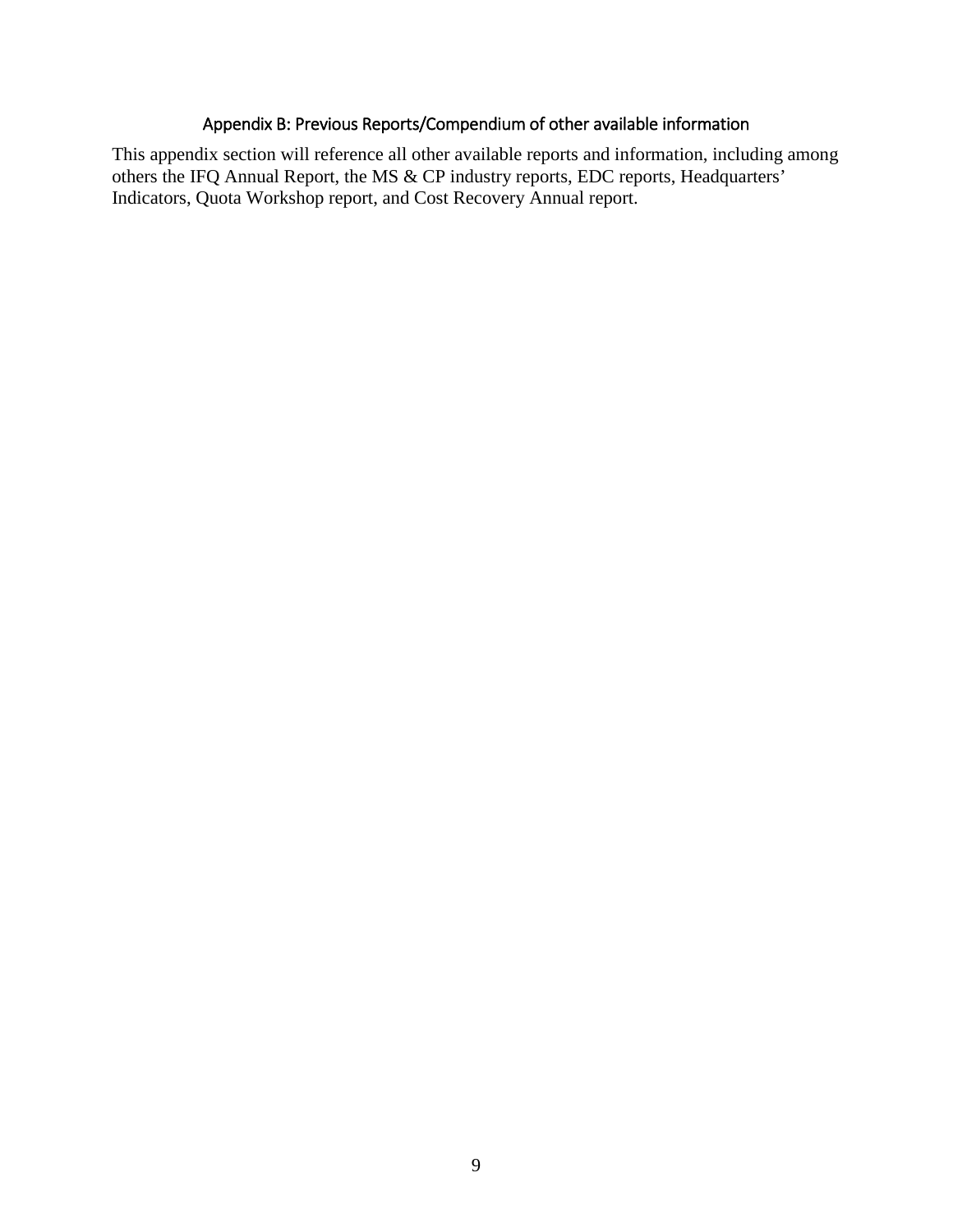## Appendix B: Previous Reports/Compendium of other available information

This appendix section will reference all other available reports and information, including among others the IFQ Annual Report, the MS & CP industry reports, EDC reports, Headquarters' Indicators, Quota Workshop report, and Cost Recovery Annual report.